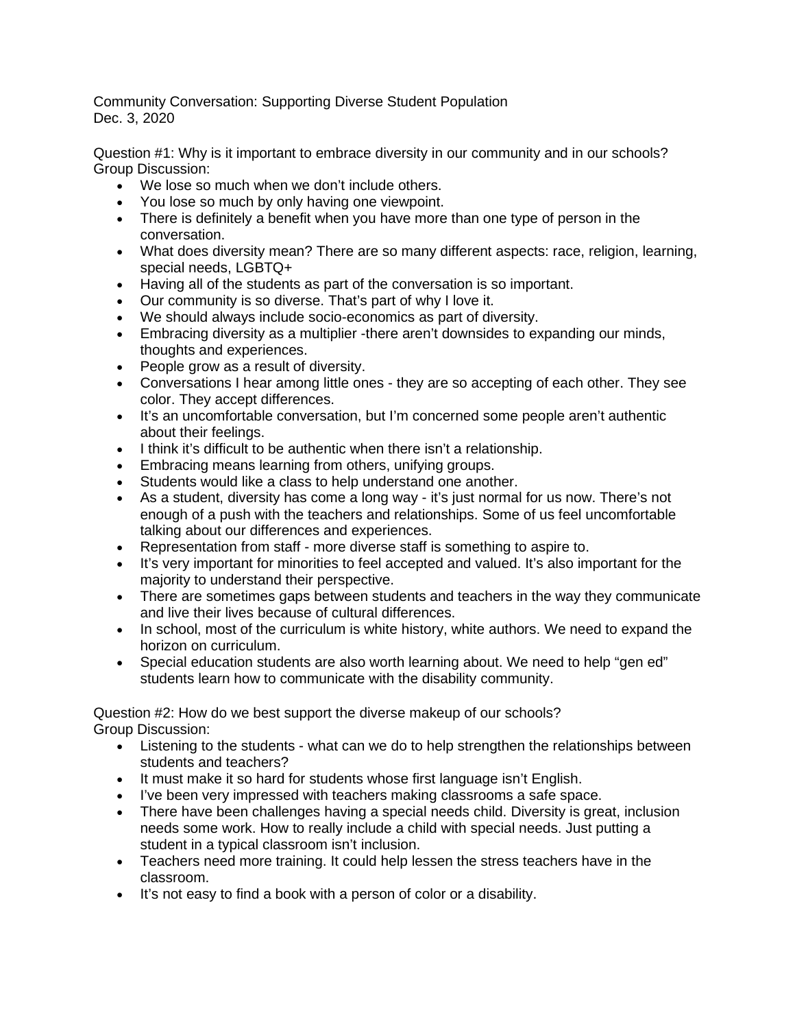Community Conversation: Supporting Diverse Student Population
Dec. 3, 2020

Question #1: Why is it important to embrace diversity in our community and in our schools?
Group Discussion:

- We lose so much when we don't include others.
- You lose so much by only having one viewpoint.
- There is definitely a benefit when you have more than one type of person in the conversation.
- What does diversity mean? There are so many different aspects: race, religion, learning, special needs, LGBTQ+
- Having all of the students as part of the conversation is so important.
- Our community is so diverse. That's part of why I love it.
- We should always include socio-economics as part of diversity.
- Embracing diversity as a multiplier -there aren't downsides to expanding our minds, thoughts and experiences.
- People grow as a result of diversity.
- Conversations I hear among little ones - they are so accepting of each other. They see color. They accept differences.
- It's an uncomfortable conversation, but I'm concerned some people aren't authentic about their feelings.
- I think it's difficult to be authentic when there isn't a relationship.
- Embracing means learning from others, unifying groups.
- Students would like a class to help understand one another.
- As a student, diversity has come a long way - it's just normal for us now. There's not enough of a push with the teachers and relationships. Some of us feel uncomfortable talking about our differences and experiences.
- Representation from staff - more diverse staff is something to aspire to.
- It's very important for minorities to feel accepted and valued. It's also important for the majority to understand their perspective.
- There are sometimes gaps between students and teachers in the way they communicate and live their lives because of cultural differences.
- In school, most of the curriculum is white history, white authors. We need to expand the horizon on curriculum.
- Special education students are also worth learning about. We need to help "gen ed" students learn how to communicate with the disability community.

Question #2: How do we best support the diverse makeup of our schools?
Group Discussion:

- Listening to the students - what can we do to help strengthen the relationships between students and teachers?
- It must make it so hard for students whose first language isn't English.
- I've been very impressed with teachers making classrooms a safe space.
- There have been challenges having a special needs child. Diversity is great, inclusion needs some work. How to really include a child with special needs. Just putting a student in a typical classroom isn't inclusion.
- Teachers need more training. It could help lessen the stress teachers have in the classroom.
- It's not easy to find a book with a person of color or a disability.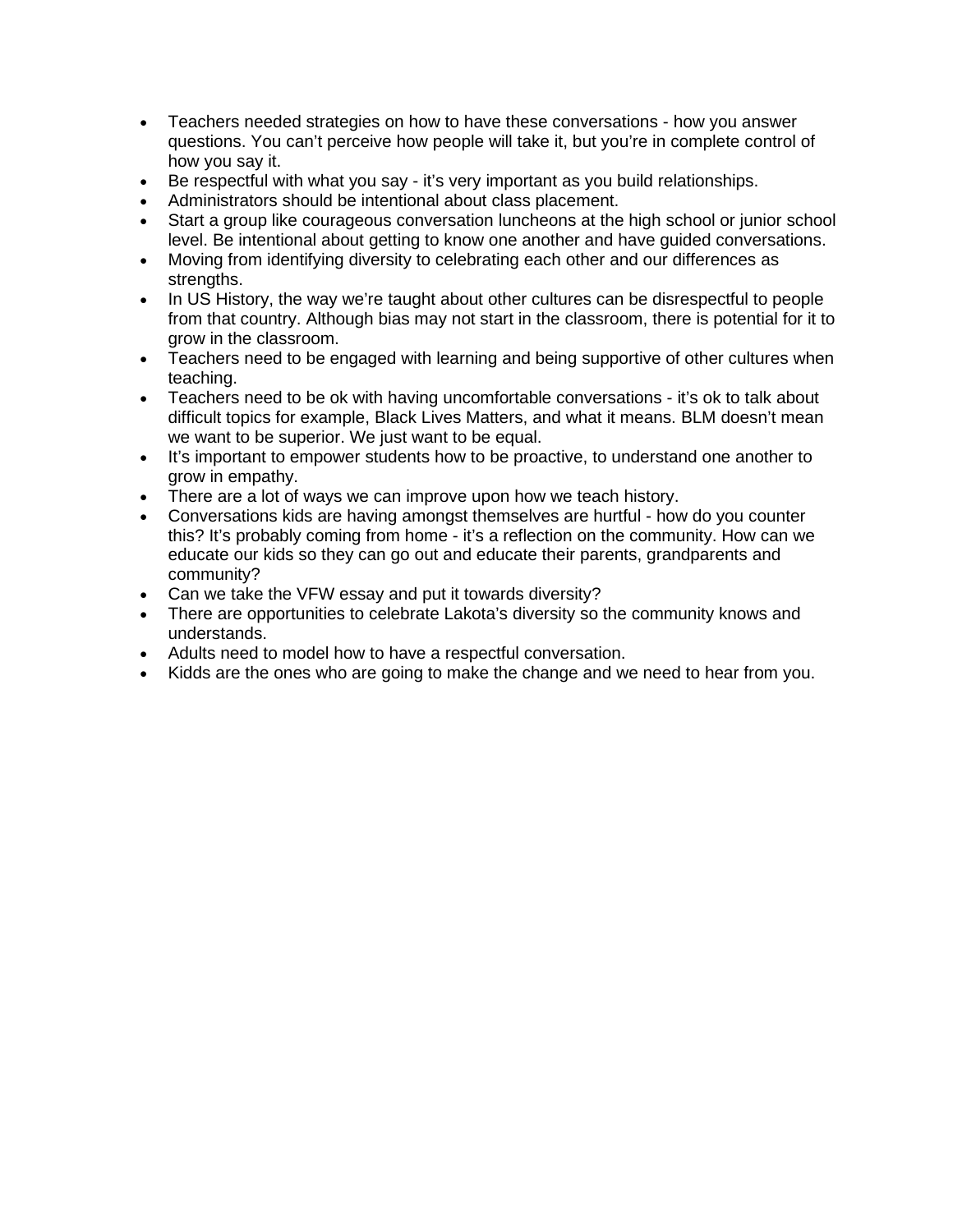- Teachers needed strategies on how to have these conversations - how you answer questions. You can't perceive how people will take it, but you're in complete control of how you say it.
- Be respectful with what you say - it's very important as you build relationships.
- Administrators should be intentional about class placement.
- Start a group like courageous conversation luncheons at the high school or junior school level. Be intentional about getting to know one another and have guided conversations.
- Moving from identifying diversity to celebrating each other and our differences as strengths.
- In US History, the way we're taught about other cultures can be disrespectful to people from that country. Although bias may not start in the classroom, there is potential for it to grow in the classroom.
- Teachers need to be engaged with learning and being supportive of other cultures when teaching.
- Teachers need to be ok with having uncomfortable conversations - it's ok to talk about difficult topics for example, Black Lives Matters, and what it means. BLM doesn't mean we want to be superior. We just want to be equal.
- It's important to empower students how to be proactive, to understand one another to grow in empathy.
- There are a lot of ways we can improve upon how we teach history.
- Conversations kids are having amongst themselves are hurtful - how do you counter this? It's probably coming from home - it's a reflection on the community. How can we educate our kids so they can go out and educate their parents, grandparents and community?
- Can we take the VFW essay and put it towards diversity?
- There are opportunities to celebrate Lakota's diversity so the community knows and understands.
- Adults need to model how to have a respectful conversation.
- Kidds are the ones who are going to make the change and we need to hear from you.